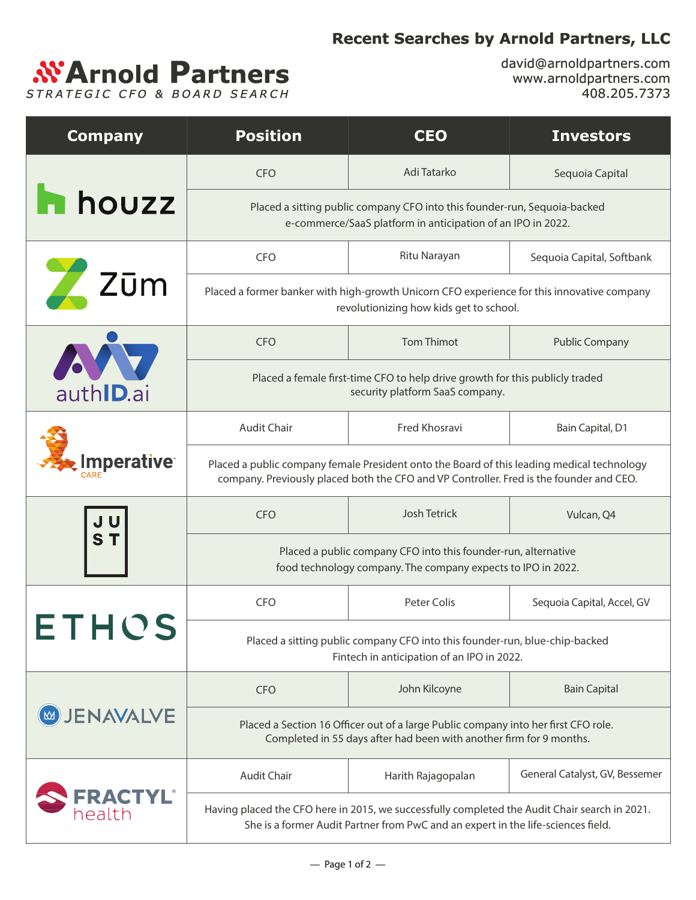# Arnold Partners

STRATEGIC CFO & BOARD SEARCH

## Recent Searches by Arnold Partners, LLC

david@arnoldpartners.com
www.arnoldpartners.com
408.205.7373

| Company | Position | CEO | Investors |
|---|---|---|---|
| houzz | CFO | Adi Tatarko | Sequoia Capital |
| | Placed a sitting public company CFO into this founder-run, Sequoia-backed e-commerce/SaaS platform in anticipation of an IPO in 2022. | | |
| Zūm | CFO | Ritu Narayan | Sequoia Capital, Softbank |
| | Placed a former banker with high-growth Unicorn CFO experience for this innovative company revolutionizing how kids get to school. | | |
| authID.ai | CFO | Tom Thimot | Public Company |
| | Placed a female first-time CFO to help drive growth for this publicly traded security platform SaaS company. | | |
| Imperative Care | Audit Chair | Fred Khosravi | Bain Capital, D1 |
| | Placed a public company female President onto the Board of this leading medical technology company. Previously placed both the CFO and VP Controller. Fred is the founder and CEO. | | |
| JUST | CFO | Josh Tetrick | Vulcan, Q4 |
| | Placed a public company CFO into this founder-run, alternative food technology company. The company expects to IPO in 2022. | | |
| ETHOS | CFO | Peter Colis | Sequoia Capital, Accel, GV |
| | Placed a sitting public company CFO into this founder-run, blue-chip-backed Fintech in anticipation of an IPO in 2022. | | |
| JENAVALVE | CFO | John Kilcoyne | Bain Capital |
| | Placed a Section 16 Officer out of a large Public company into her first CFO role. Completed in 55 days after had been with another firm for 9 months. | | |
| FRACTYL health | Audit Chair | Harith Rajagopalan | General Catalyst, GV, Bessemer |
| | Having placed the CFO here in 2015, we successfully completed the Audit Chair search in 2021. She is a former Audit Partner from PwC and an expert in the life-sciences field. | | |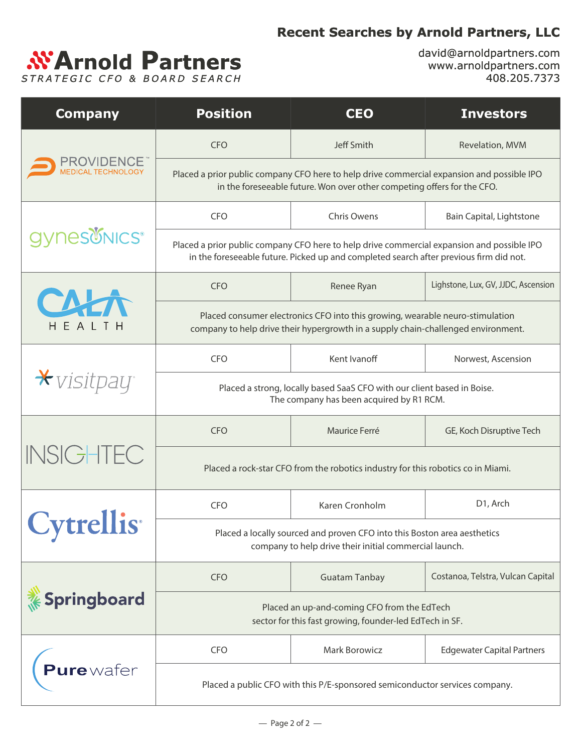# Recent Searches by Arnold Partners, LLC

**Arnold Partners**
STRATEGIC CFO & BOARD SEARCH

david@arnoldpartners.com
www.arnoldpartners.com
408.205.7373

| Company | Position | CEO | Investors |
|---|---|---|---|
| PROVIDENCE MEDICAL TECHNOLOGY | CFO | Jeff Smith | Revelation, MVM |
| | Placed a prior public company CFO here to help drive commercial expansion and possible IPO in the foreseeable future. Won over other competing offers for the CFO. | | |
| gynesonics | CFO | Chris Owens | Bain Capital, Lightstone |
| | Placed a prior public company CFO here to help drive commercial expansion and possible IPO in the foreseeable future. Picked up and completed search after previous firm did not. | | |
| CALA HEALTH | CFO | Renee Ryan | Lighstone, Lux, GV, JJDC, Ascension |
| | Placed consumer electronics CFO into this growing, wearable neuro-stimulation company to help drive their hypergrowth in a supply chain-challenged environment. | | |
| visitpay | CFO | Kent Ivanoff | Norwest, Ascension |
| | Placed a strong, locally based SaaS CFO with our client based in Boise. The company has been acquired by R1 RCM. | | |
| INSIGHTEC | CFO | Maurice Ferré | GE, Koch Disruptive Tech |
| | Placed a rock-star CFO from the robotics industry for this robotics co in Miami. | | |
| Cytrellis | CFO | Karen Cronholm | D1, Arch |
| | Placed a locally sourced and proven CFO into this Boston area aesthetics company to help drive their initial commercial launch. | | |
| Springboard | CFO | Guatam Tanbay | Costanoa, Telstra, Vulcan Capital |
| | Placed an up-and-coming CFO from the EdTech sector for this fast growing, founder-led EdTech in SF. | | |
| Purewafer | CFO | Mark Borowicz | Edgewater Capital Partners |
| | Placed a public CFO with this P/E-sponsored semiconductor services company. | | |